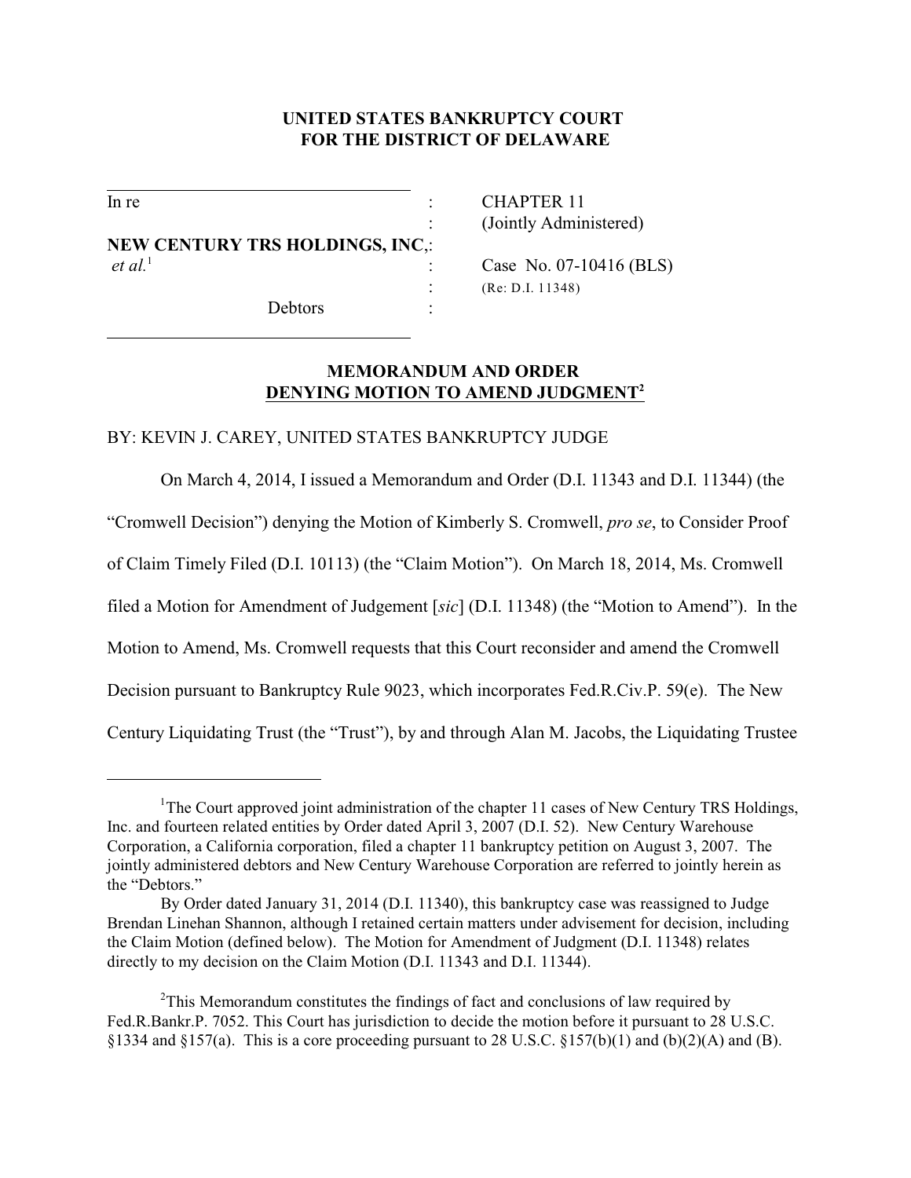**UNITED STATES BANKRUPTCY COURT**
**FOR THE DISTRICT OF DELAWARE**

| | | |
|---|---|---|
| In re | : | CHAPTER 11 |
| | : | (Jointly Administered) |
| **NEW CENTURY TRS HOLDINGS, INC**, | : | |
| *et al.*[1] | : | Case No. 07-10416 (BLS) |
| | : | (Re: D.I. 11348) |
| Debtors | : | |

**MEMORANDUM AND ORDER**
**DENYING MOTION TO AMEND JUDGMENT[2]**

BY: KEVIN J. CAREY, UNITED STATES BANKRUPTCY JUDGE

On March 4, 2014, I issued a Memorandum and Order (D.I. 11343 and D.I. 11344) (the "Cromwell Decision") denying the Motion of Kimberly S. Cromwell, *pro se*, to Consider Proof of Claim Timely Filed (D.I. 10113) (the "Claim Motion"). On March 18, 2014, Ms. Cromwell filed a Motion for Amendment of Judgement [*sic*] (D.I. 11348) (the "Motion to Amend"). In the Motion to Amend, Ms. Cromwell requests that this Court reconsider and amend the Cromwell Decision pursuant to Bankruptcy Rule 9023, which incorporates Fed.R.Civ.P. 59(e). The New Century Liquidating Trust (the "Trust"), by and through Alan M. Jacobs, the Liquidating Trustee

---

[1] The Court approved joint administration of the chapter 11 cases of New Century TRS Holdings, Inc. and fourteen related entities by Order dated April 3, 2007 (D.I. 52). New Century Warehouse Corporation, a California corporation, filed a chapter 11 bankruptcy petition on August 3, 2007. The jointly administered debtors and New Century Warehouse Corporation are referred to jointly herein as the "Debtors."

By Order dated January 31, 2014 (D.I. 11340), this bankruptcy case was reassigned to Judge Brendan Linehan Shannon, although I retained certain matters under advisement for decision, including the Claim Motion (defined below). The Motion for Amendment of Judgment (D.I. 11348) relates directly to my decision on the Claim Motion (D.I. 11343 and D.I. 11344).

[2] This Memorandum constitutes the findings of fact and conclusions of law required by Fed.R.Bankr.P. 7052. This Court has jurisdiction to decide the motion before it pursuant to 28 U.S.C. §1334 and §157(a). This is a core proceeding pursuant to 28 U.S.C. §157(b)(1) and (b)(2)(A) and (B).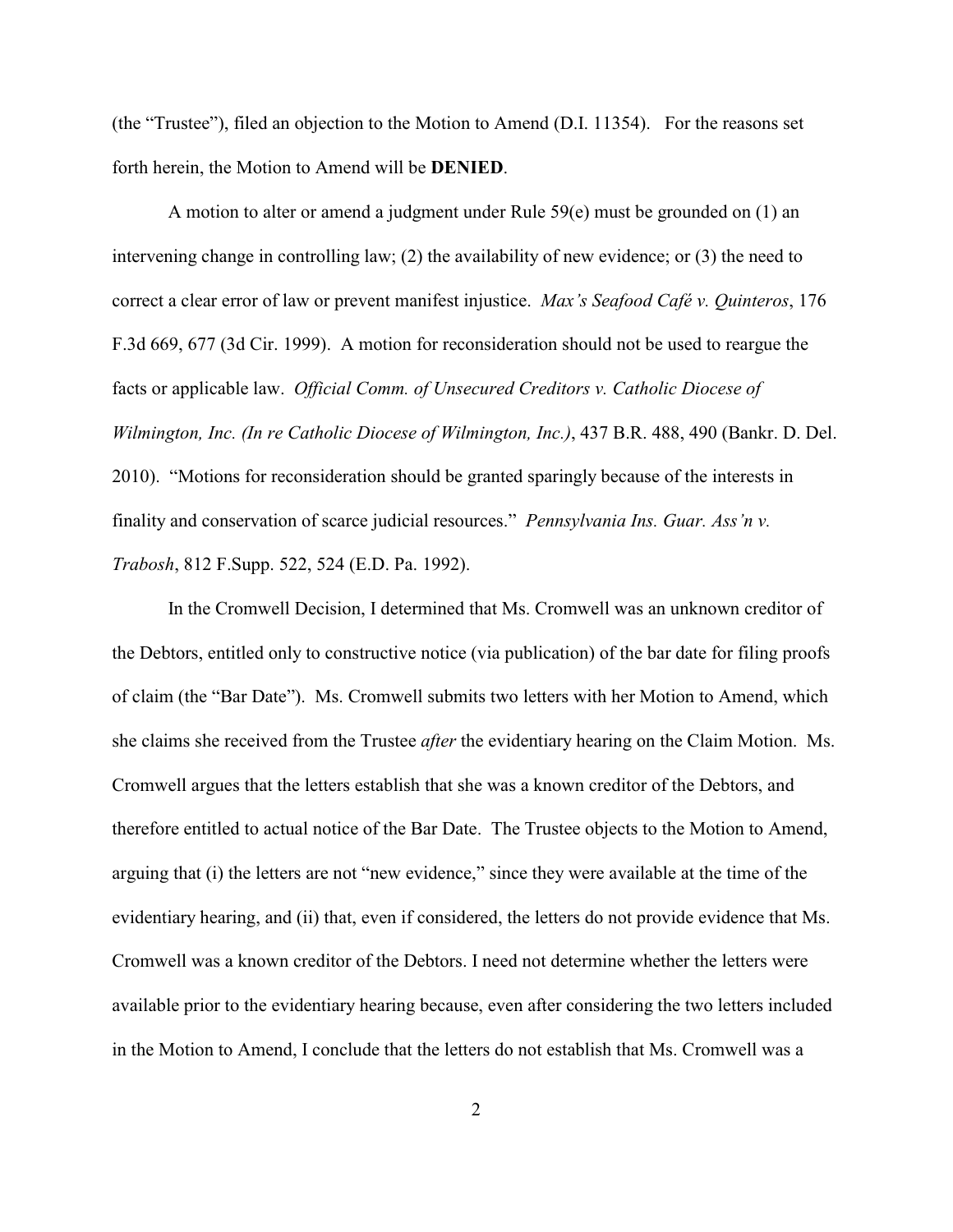(the "Trustee"), filed an objection to the Motion to Amend (D.I. 11354). For the reasons set forth herein, the Motion to Amend will be **DENIED**.

A motion to alter or amend a judgment under Rule 59(e) must be grounded on (1) an intervening change in controlling law; (2) the availability of new evidence; or (3) the need to correct a clear error of law or prevent manifest injustice. *Max's Seafood Café v. Quinteros*, 176 F.3d 669, 677 (3d Cir. 1999). A motion for reconsideration should not be used to reargue the facts or applicable law. *Official Comm. of Unsecured Creditors v. Catholic Diocese of Wilmington, Inc. (In re Catholic Diocese of Wilmington, Inc.)*, 437 B.R. 488, 490 (Bankr. D. Del. 2010). "Motions for reconsideration should be granted sparingly because of the interests in finality and conservation of scarce judicial resources." *Pennsylvania Ins. Guar. Ass'n v. Trabosh*, 812 F.Supp. 522, 524 (E.D. Pa. 1992).

In the Cromwell Decision, I determined that Ms. Cromwell was an unknown creditor of the Debtors, entitled only to constructive notice (via publication) of the bar date for filing proofs of claim (the "Bar Date"). Ms. Cromwell submits two letters with her Motion to Amend, which she claims she received from the Trustee *after* the evidentiary hearing on the Claim Motion. Ms. Cromwell argues that the letters establish that she was a known creditor of the Debtors, and therefore entitled to actual notice of the Bar Date. The Trustee objects to the Motion to Amend, arguing that (i) the letters are not "new evidence," since they were available at the time of the evidentiary hearing, and (ii) that, even if considered, the letters do not provide evidence that Ms. Cromwell was a known creditor of the Debtors. I need not determine whether the letters were available prior to the evidentiary hearing because, even after considering the two letters included in the Motion to Amend, I conclude that the letters do not establish that Ms. Cromwell was a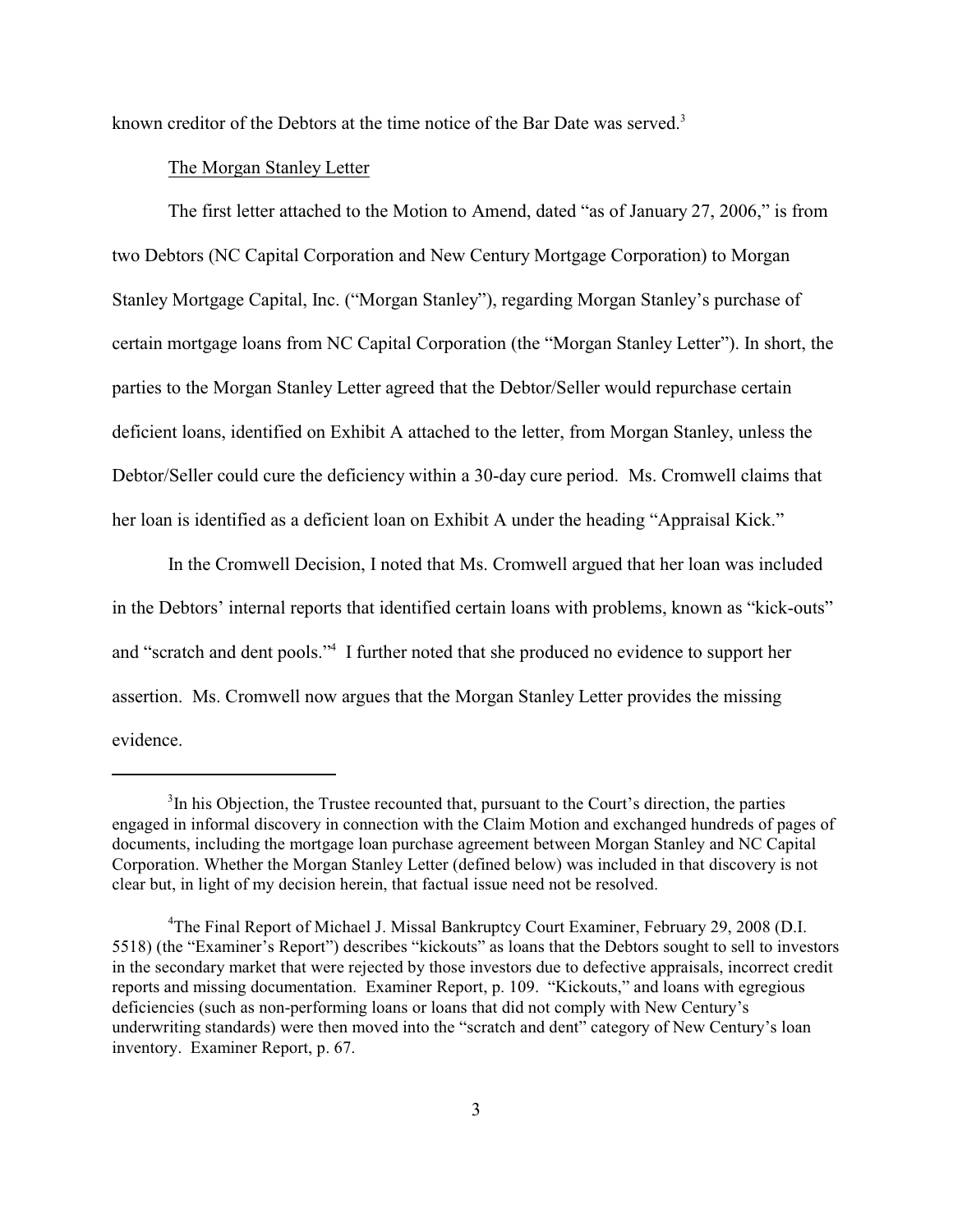known creditor of the Debtors at the time notice of the Bar Date was served.[3]

The Morgan Stanley Letter

The first letter attached to the Motion to Amend, dated "as of January 27, 2006," is from two Debtors (NC Capital Corporation and New Century Mortgage Corporation) to Morgan Stanley Mortgage Capital, Inc. ("Morgan Stanley"), regarding Morgan Stanley's purchase of certain mortgage loans from NC Capital Corporation (the "Morgan Stanley Letter"). In short, the parties to the Morgan Stanley Letter agreed that the Debtor/Seller would repurchase certain deficient loans, identified on Exhibit A attached to the letter, from Morgan Stanley, unless the Debtor/Seller could cure the deficiency within a 30-day cure period. Ms. Cromwell claims that her loan is identified as a deficient loan on Exhibit A under the heading "Appraisal Kick."

In the Cromwell Decision, I noted that Ms. Cromwell argued that her loan was included in the Debtors' internal reports that identified certain loans with problems, known as "kick-outs" and "scratch and dent pools."[4] I further noted that she produced no evidence to support her assertion. Ms. Cromwell now argues that the Morgan Stanley Letter provides the missing evidence.

---

[3]In his Objection, the Trustee recounted that, pursuant to the Court's direction, the parties engaged in informal discovery in connection with the Claim Motion and exchanged hundreds of pages of documents, including the mortgage loan purchase agreement between Morgan Stanley and NC Capital Corporation. Whether the Morgan Stanley Letter (defined below) was included in that discovery is not clear but, in light of my decision herein, that factual issue need not be resolved.

[4]The Final Report of Michael J. Missal Bankruptcy Court Examiner, February 29, 2008 (D.I. 5518) (the "Examiner's Report") describes "kickouts" as loans that the Debtors sought to sell to investors in the secondary market that were rejected by those investors due to defective appraisals, incorrect credit reports and missing documentation. Examiner Report, p. 109. "Kickouts," and loans with egregious deficiencies (such as non-performing loans or loans that did not comply with New Century's underwriting standards) were then moved into the "scratch and dent" category of New Century's loan inventory. Examiner Report, p. 67.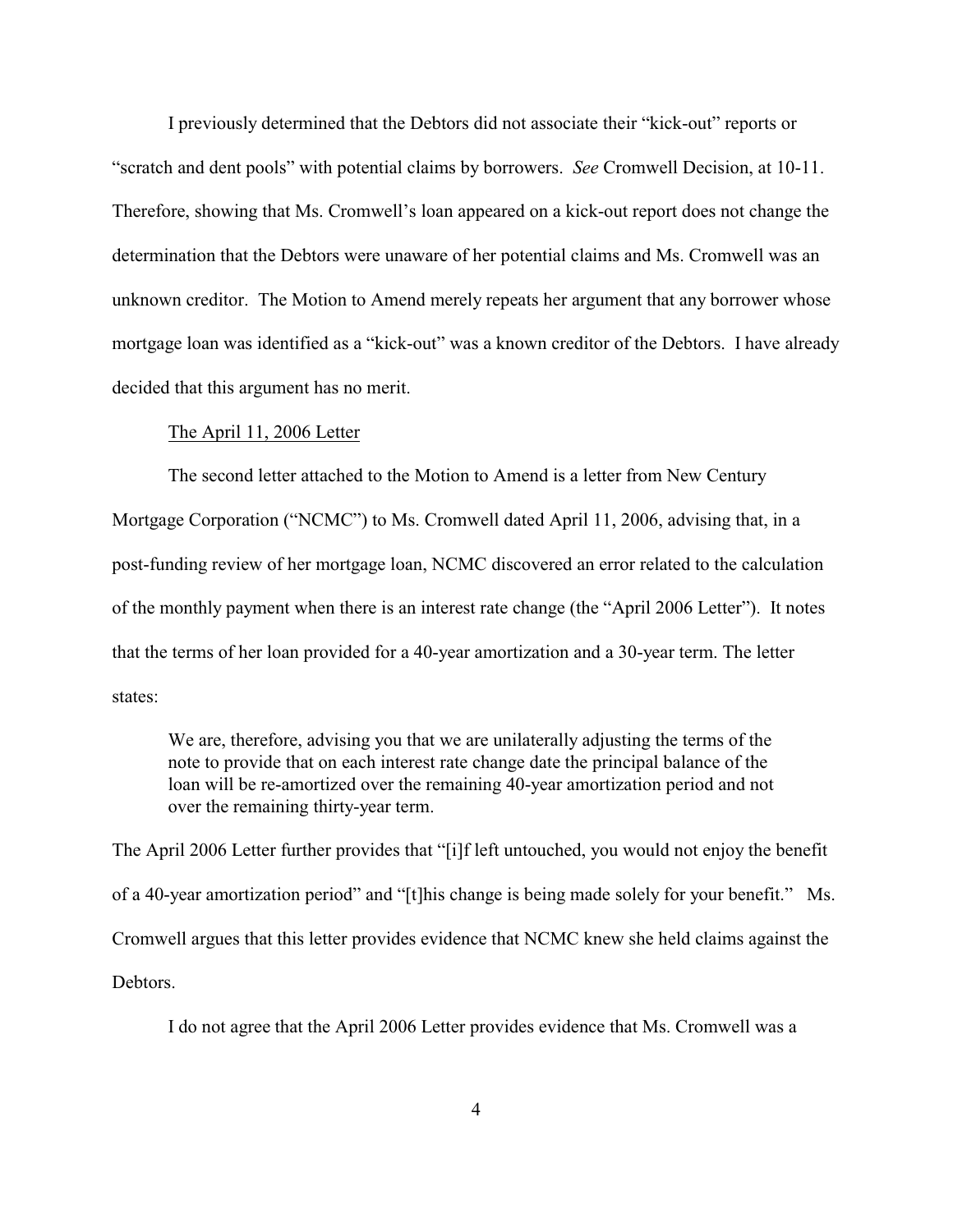I previously determined that the Debtors did not associate their "kick-out" reports or "scratch and dent pools" with potential claims by borrowers. *See* Cromwell Decision, at 10-11. Therefore, showing that Ms. Cromwell's loan appeared on a kick-out report does not change the determination that the Debtors were unaware of her potential claims and Ms. Cromwell was an unknown creditor. The Motion to Amend merely repeats her argument that any borrower whose mortgage loan was identified as a "kick-out" was a known creditor of the Debtors. I have already decided that this argument has no merit.

The April 11, 2006 Letter

The second letter attached to the Motion to Amend is a letter from New Century Mortgage Corporation ("NCMC") to Ms. Cromwell dated April 11, 2006, advising that, in a post-funding review of her mortgage loan, NCMC discovered an error related to the calculation of the monthly payment when there is an interest rate change (the "April 2006 Letter"). It notes that the terms of her loan provided for a 40-year amortization and a 30-year term. The letter states:

> We are, therefore, advising you that we are unilaterally adjusting the terms of the note to provide that on each interest rate change date the principal balance of the loan will be re-amortized over the remaining 40-year amortization period and not over the remaining thirty-year term.

The April 2006 Letter further provides that "[i]f left untouched, you would not enjoy the benefit of a 40-year amortization period" and "[t]his change is being made solely for your benefit." Ms. Cromwell argues that this letter provides evidence that NCMC knew she held claims against the Debtors.

I do not agree that the April 2006 Letter provides evidence that Ms. Cromwell was a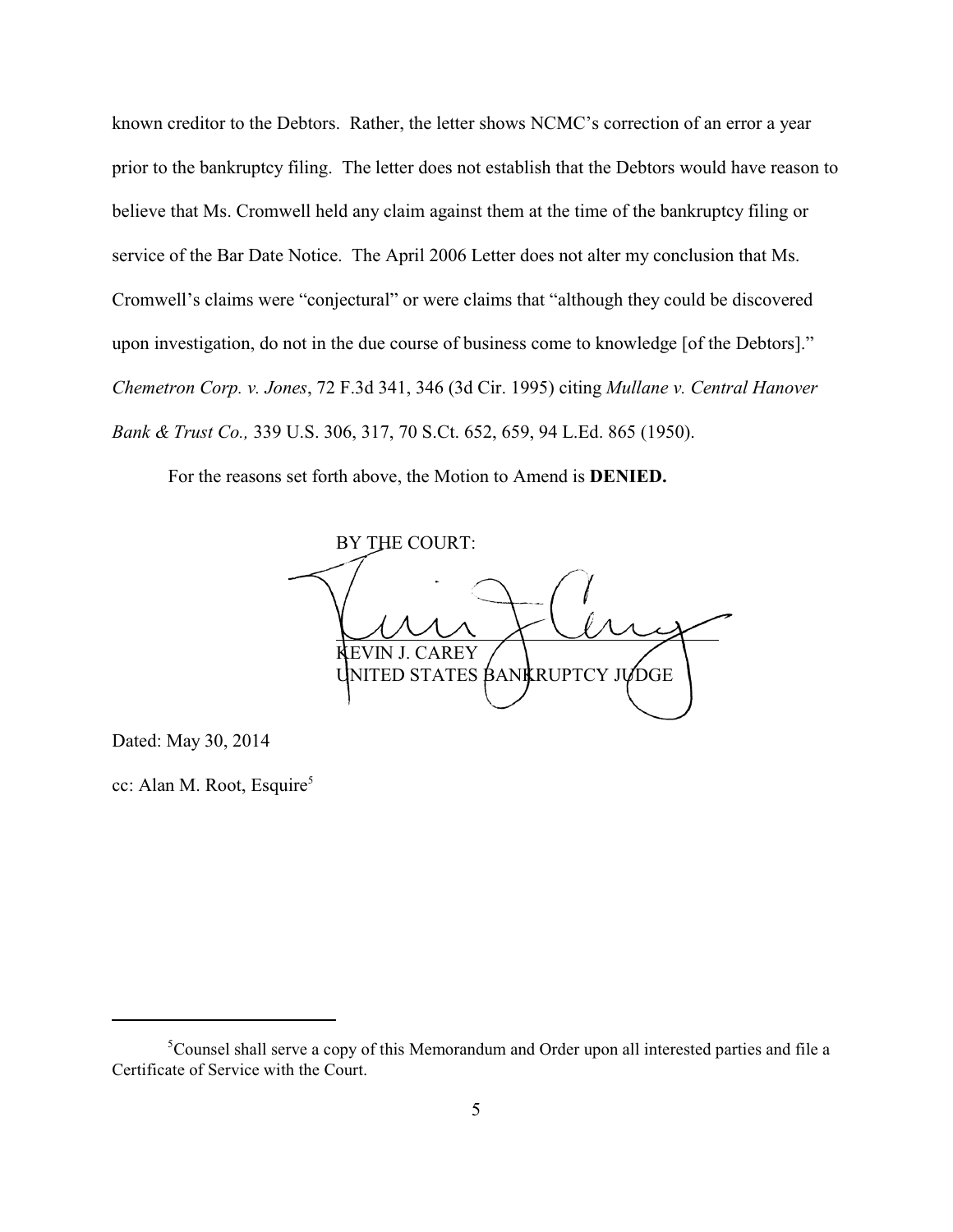known creditor to the Debtors. Rather, the letter shows NCMC's correction of an error a year prior to the bankruptcy filing. The letter does not establish that the Debtors would have reason to believe that Ms. Cromwell held any claim against them at the time of the bankruptcy filing or service of the Bar Date Notice. The April 2006 Letter does not alter my conclusion that Ms. Cromwell's claims were "conjectural" or were claims that "although they could be discovered upon investigation, do not in the due course of business come to knowledge [of the Debtors]." *Chemetron Corp. v. Jones*, 72 F.3d 341, 346 (3d Cir. 1995) citing *Mullane v. Central Hanover Bank & Trust Co.,* 339 U.S. 306, 317, 70 S.Ct. 652, 659, 94 L.Ed. 865 (1950).

For the reasons set forth above, the Motion to Amend is **DENIED.**

BY THE COURT:

KEVIN J. CAREY
UNITED STATES BANKRUPTCY JUDGE

Dated: May 30, 2014

cc: Alan M. Root, Esquire[5]

---

[5] Counsel shall serve a copy of this Memorandum and Order upon all interested parties and file a Certificate of Service with the Court.